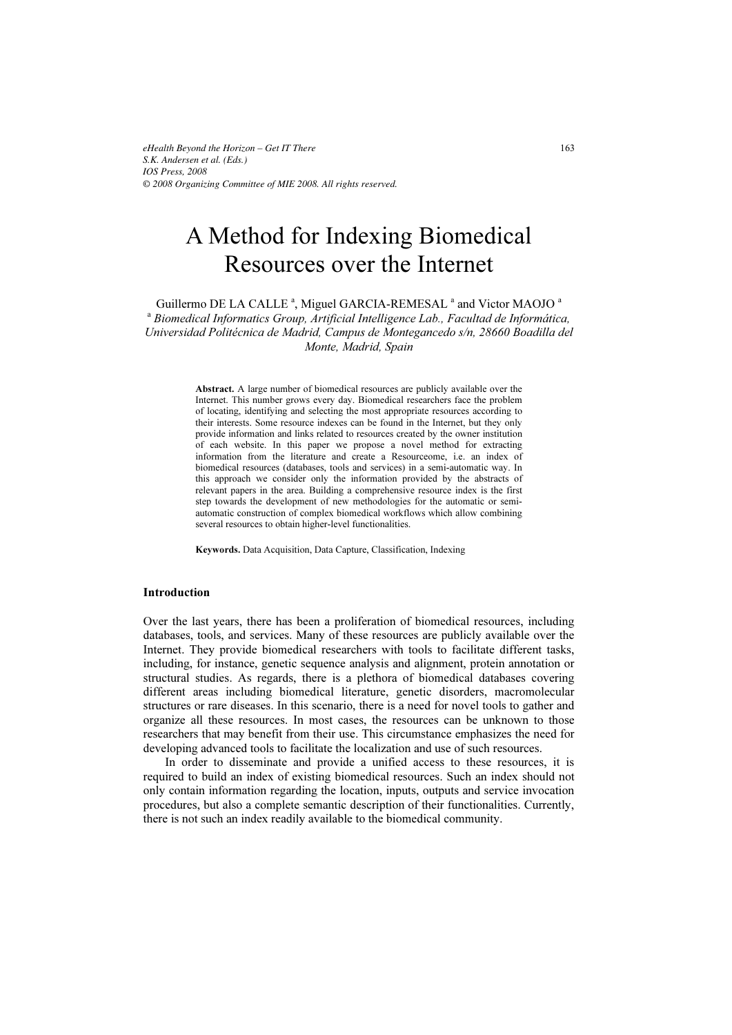# A Method for Indexing Biomedical Resources over the Internet

Guillermo DE LA CALLE [a], Miguel GARCIA-REMESAL [a] and Victor MAOJO [a]

[a] *Biomedical Informatics Group, Artificial Intelligence Lab., Facultad de Informática, Universidad Politécnica de Madrid, Campus de Montegancedo s/n, 28660 Boadilla del Monte, Madrid, Spain*

**Abstract.** A large number of biomedical resources are publicly available over the Internet. This number grows every day. Biomedical researchers face the problem of locating, identifying and selecting the most appropriate resources according to their interests. Some resource indexes can be found in the Internet, but they only provide information and links related to resources created by the owner institution of each website. In this paper we propose a novel method for extracting information from the literature and create a Resourceome, i.e. an index of biomedical resources (databases, tools and services) in a semi-automatic way. In this approach we consider only the information provided by the abstracts of relevant papers in the area. Building a comprehensive resource index is the first step towards the development of new methodologies for the automatic or semi-automatic construction of complex biomedical workflows which allow combining several resources to obtain higher-level functionalities.

**Keywords.** Data Acquisition, Data Capture, Classification, Indexing

## Introduction

Over the last years, there has been a proliferation of biomedical resources, including databases, tools, and services. Many of these resources are publicly available over the Internet. They provide biomedical researchers with tools to facilitate different tasks, including, for instance, genetic sequence analysis and alignment, protein annotation or structural studies. As regards, there is a plethora of biomedical databases covering different areas including biomedical literature, genetic disorders, macromolecular structures or rare diseases. In this scenario, there is a need for novel tools to gather and organize all these resources. In most cases, the resources can be unknown to those researchers that may benefit from their use. This circumstance emphasizes the need for developing advanced tools to facilitate the localization and use of such resources.

In order to disseminate and provide a unified access to these resources, it is required to build an index of existing biomedical resources. Such an index should not only contain information regarding the location, inputs, outputs and service invocation procedures, but also a complete semantic description of their functionalities. Currently, there is not such an index readily available to the biomedical community.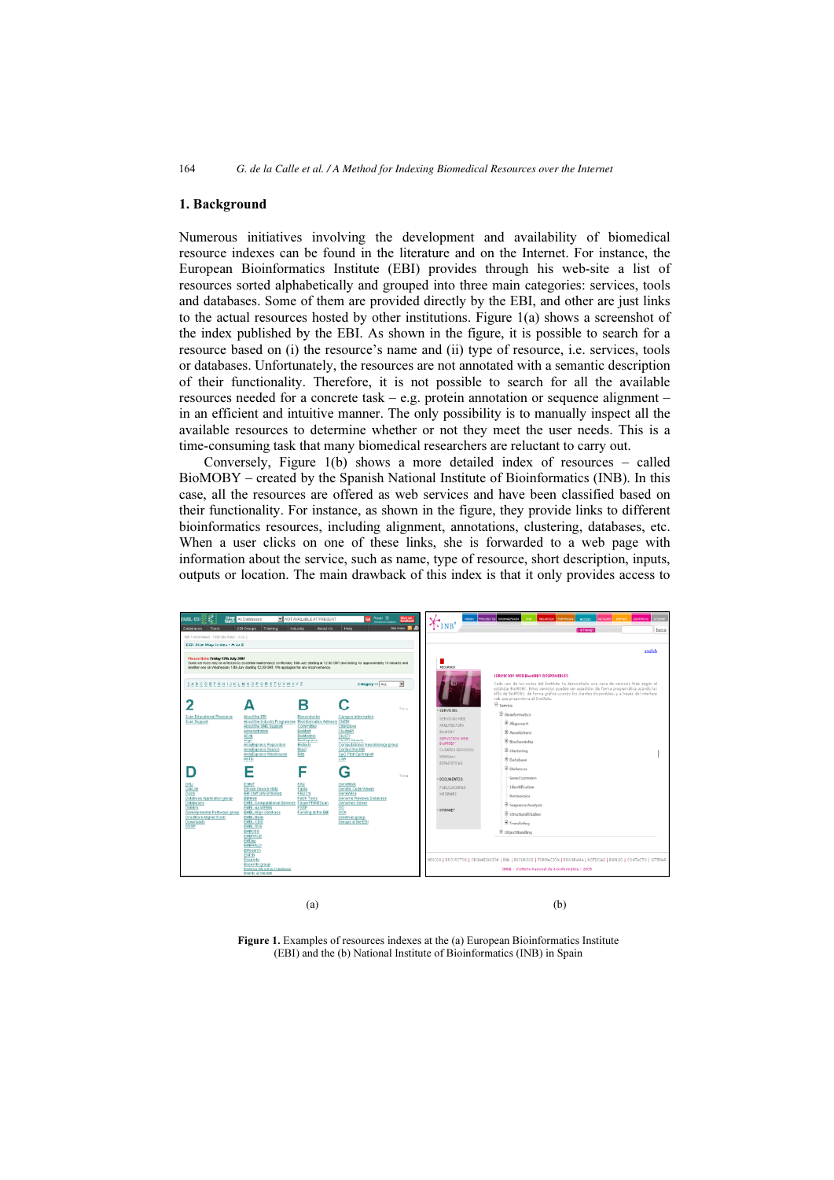## 1. Background

Numerous initiatives involving the development and availability of biomedical resource indexes can be found in the literature and on the Internet. For instance, the European Bioinformatics Institute (EBI) provides through his web-site a list of resources sorted alphabetically and grouped into three main categories: services, tools and databases. Some of them are provided directly by the EBI, and other are just links to the actual resources hosted by other institutions. Figure 1(a) shows a screenshot of the index published by the EBI. As shown in the figure, it is possible to search for a resource based on (i) the resource's name and (ii) type of resource, i.e. services, tools or databases. Unfortunately, the resources are not annotated with a semantic description of their functionality. Therefore, it is not possible to search for all the available resources needed for a concrete task – e.g. protein annotation or sequence alignment – in an efficient and intuitive manner. The only possibility is to manually inspect all the available resources to determine whether or not they meet the user needs. This is a time-consuming task that many biomedical researchers are reluctant to carry out.

Conversely, Figure 1(b) shows a more detailed index of resources – called BioMOBY – created by the Spanish National Institute of Bioinformatics (INB). In this case, all the resources are offered as web services and have been classified based on their functionality. For instance, as shown in the figure, they provide links to different bioinformatics resources, including alignment, annotations, clustering, databases, etc. When a user clicks on one of these links, she is forwarded to a web page with information about the service, such as name, type of resource, short description, inputs, outputs or location. The main drawback of this index is that it only provides access to

(a) (b)

**Figure 1.** Examples of resources indexes at the (a) European Bioinformatics Institute (EBI) and the (b) National Institute of Bioinformatics (INB) in Spain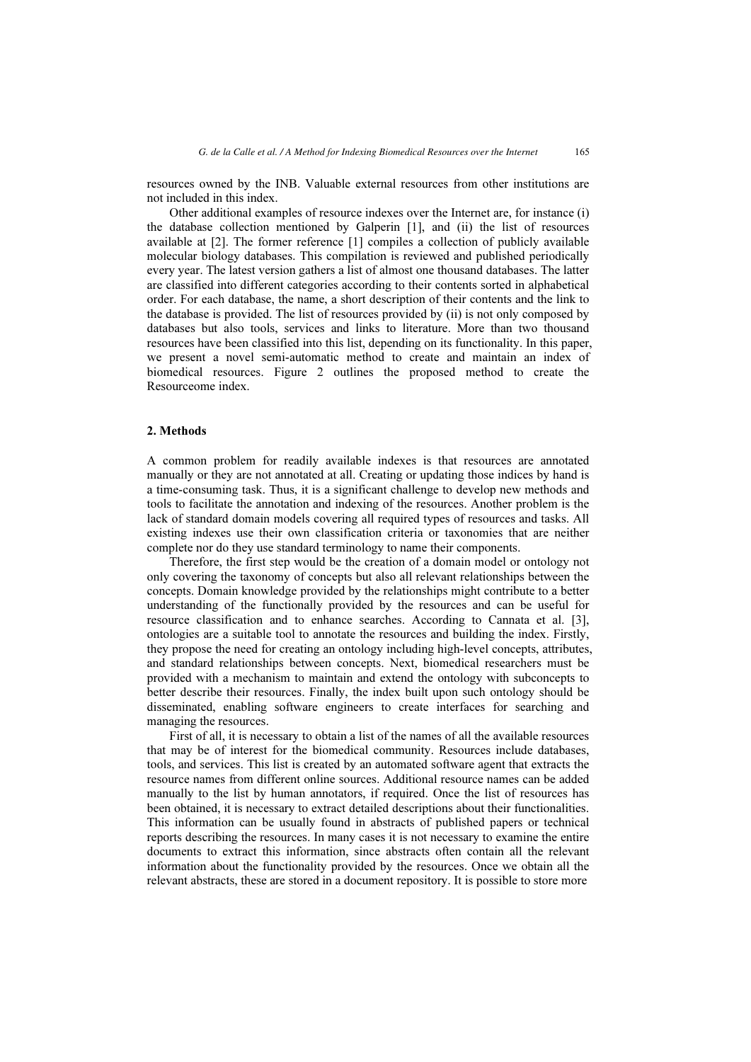resources owned by the INB. Valuable external resources from other institutions are not included in this index.

Other additional examples of resource indexes over the Internet are, for instance (i) the database collection mentioned by Galperin [1], and (ii) the list of resources available at [2]. The former reference [1] compiles a collection of publicly available molecular biology databases. This compilation is reviewed and published periodically every year. The latest version gathers a list of almost one thousand databases. The latter are classified into different categories according to their contents sorted in alphabetical order. For each database, the name, a short description of their contents and the link to the database is provided. The list of resources provided by (ii) is not only composed by databases but also tools, services and links to literature. More than two thousand resources have been classified into this list, depending on its functionality. In this paper, we present a novel semi-automatic method to create and maintain an index of biomedical resources. Figure 2 outlines the proposed method to create the Resourceome index.

## 2. Methods

A common problem for readily available indexes is that resources are annotated manually or they are not annotated at all. Creating or updating those indices by hand is a time-consuming task. Thus, it is a significant challenge to develop new methods and tools to facilitate the annotation and indexing of the resources. Another problem is the lack of standard domain models covering all required types of resources and tasks. All existing indexes use their own classification criteria or taxonomies that are neither complete nor do they use standard terminology to name their components.

Therefore, the first step would be the creation of a domain model or ontology not only covering the taxonomy of concepts but also all relevant relationships between the concepts. Domain knowledge provided by the relationships might contribute to a better understanding of the functionally provided by the resources and can be useful for resource classification and to enhance searches. According to Cannata et al. [3], ontologies are a suitable tool to annotate the resources and building the index. Firstly, they propose the need for creating an ontology including high-level concepts, attributes, and standard relationships between concepts. Next, biomedical researchers must be provided with a mechanism to maintain and extend the ontology with subconcepts to better describe their resources. Finally, the index built upon such ontology should be disseminated, enabling software engineers to create interfaces for searching and managing the resources.

First of all, it is necessary to obtain a list of the names of all the available resources that may be of interest for the biomedical community. Resources include databases, tools, and services. This list is created by an automated software agent that extracts the resource names from different online sources. Additional resource names can be added manually to the list by human annotators, if required. Once the list of resources has been obtained, it is necessary to extract detailed descriptions about their functionalities. This information can be usually found in abstracts of published papers or technical reports describing the resources. In many cases it is not necessary to examine the entire documents to extract this information, since abstracts often contain all the relevant information about the functionality provided by the resources. Once we obtain all the relevant abstracts, these are stored in a document repository. It is possible to store more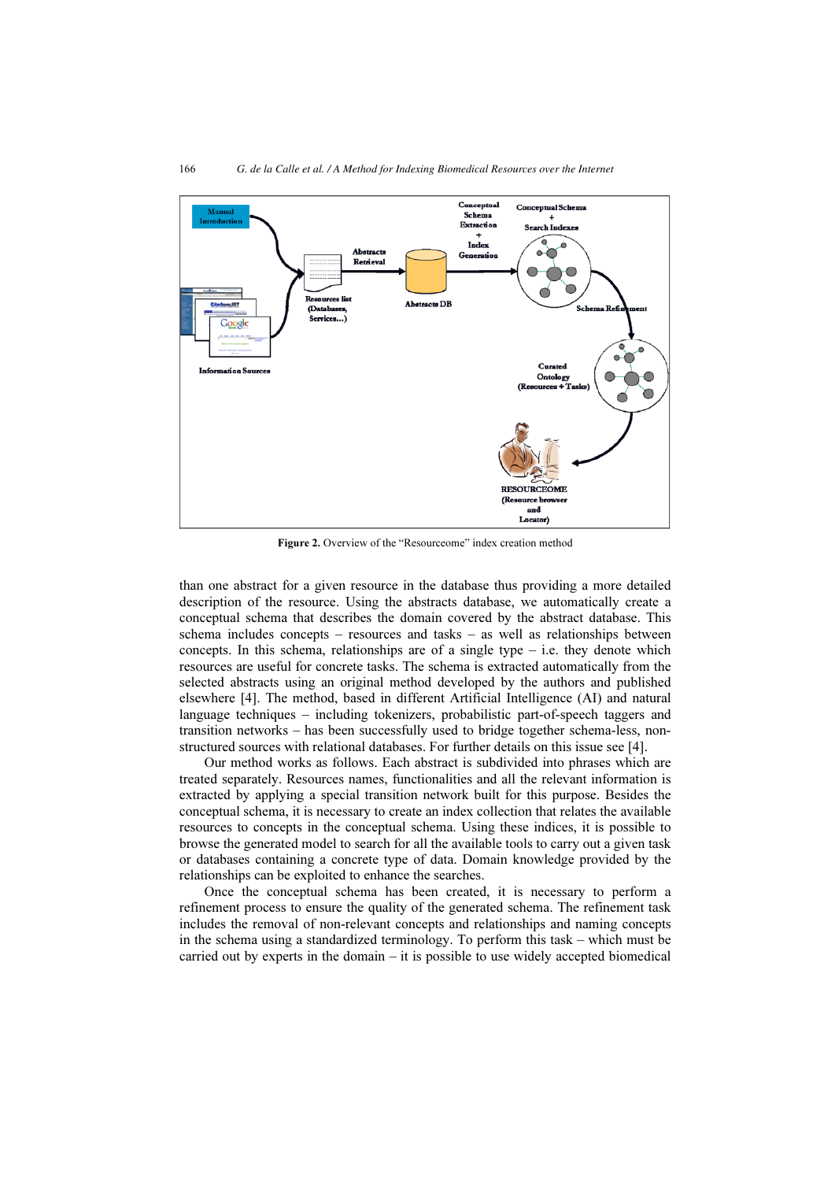Manual Introduction

Information Sources

Resources list (Databases, Services...)

Abstracts Retrieval

Abstracts DB

Conceptual Schema Extraction + Index Generation

Conceptual Schema + Search Indexes

Schema Refinement

Curated Ontology (Resources + Tasks)

RESOURCEOME (Resource browser and Locator)

**Figure 2.** Overview of the "Resourceome" index creation method

than one abstract for a given resource in the database thus providing a more detailed description of the resource. Using the abstracts database, we automatically create a conceptual schema that describes the domain covered by the abstract database. This schema includes concepts – resources and tasks – as well as relationships between concepts. In this schema, relationships are of a single type – i.e. they denote which resources are useful for concrete tasks. The schema is extracted automatically from the selected abstracts using an original method developed by the authors and published elsewhere [4]. The method, based in different Artificial Intelligence (AI) and natural language techniques – including tokenizers, probabilistic part-of-speech taggers and transition networks – has been successfully used to bridge together schema-less, non-structured sources with relational databases. For further details on this issue see [4].

Our method works as follows. Each abstract is subdivided into phrases which are treated separately. Resources names, functionalities and all the relevant information is extracted by applying a special transition network built for this purpose. Besides the conceptual schema, it is necessary to create an index collection that relates the available resources to concepts in the conceptual schema. Using these indices, it is possible to browse the generated model to search for all the available tools to carry out a given task or databases containing a concrete type of data. Domain knowledge provided by the relationships can be exploited to enhance the searches.

Once the conceptual schema has been created, it is necessary to perform a refinement process to ensure the quality of the generated schema. The refinement task includes the removal of non-relevant concepts and relationships and naming concepts in the schema using a standardized terminology. To perform this task – which must be carried out by experts in the domain – it is possible to use widely accepted biomedical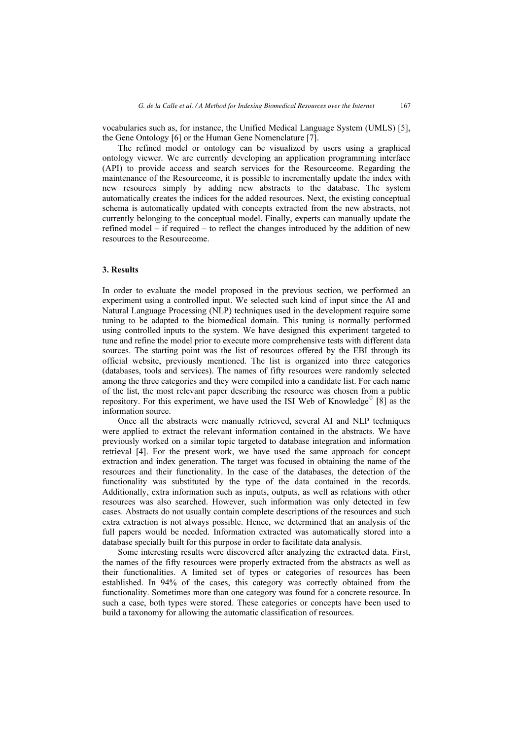vocabularies such as, for instance, the Unified Medical Language System (UMLS) [5], the Gene Ontology [6] or the Human Gene Nomenclature [7].

The refined model or ontology can be visualized by users using a graphical ontology viewer. We are currently developing an application programming interface (API) to provide access and search services for the Resourceome. Regarding the maintenance of the Resourceome, it is possible to incrementally update the index with new resources simply by adding new abstracts to the database. The system automatically creates the indices for the added resources. Next, the existing conceptual schema is automatically updated with concepts extracted from the new abstracts, not currently belonging to the conceptual model. Finally, experts can manually update the refined model – if required – to reflect the changes introduced by the addition of new resources to the Resourceome.

## 3. Results

In order to evaluate the model proposed in the previous section, we performed an experiment using a controlled input. We selected such kind of input since the AI and Natural Language Processing (NLP) techniques used in the development require some tuning to be adapted to the biomedical domain. This tuning is normally performed using controlled inputs to the system. We have designed this experiment targeted to tune and refine the model prior to execute more comprehensive tests with different data sources. The starting point was the list of resources offered by the EBI through its official website, previously mentioned. The list is organized into three categories (databases, tools and services). The names of fifty resources were randomly selected among the three categories and they were compiled into a candidate list. For each name of the list, the most relevant paper describing the resource was chosen from a public repository. For this experiment, we have used the ISI Web of Knowledge© [8] as the information source.

Once all the abstracts were manually retrieved, several AI and NLP techniques were applied to extract the relevant information contained in the abstracts. We have previously worked on a similar topic targeted to database integration and information retrieval [4]. For the present work, we have used the same approach for concept extraction and index generation. The target was focused in obtaining the name of the resources and their functionality. In the case of the databases, the detection of the functionality was substituted by the type of the data contained in the records. Additionally, extra information such as inputs, outputs, as well as relations with other resources was also searched. However, such information was only detected in few cases. Abstracts do not usually contain complete descriptions of the resources and such extra extraction is not always possible. Hence, we determined that an analysis of the full papers would be needed. Information extracted was automatically stored into a database specially built for this purpose in order to facilitate data analysis.

Some interesting results were discovered after analyzing the extracted data. First, the names of the fifty resources were properly extracted from the abstracts as well as their functionalities. A limited set of types or categories of resources has been established. In 94% of the cases, this category was correctly obtained from the functionality. Sometimes more than one category was found for a concrete resource. In such a case, both types were stored. These categories or concepts have been used to build a taxonomy for allowing the automatic classification of resources.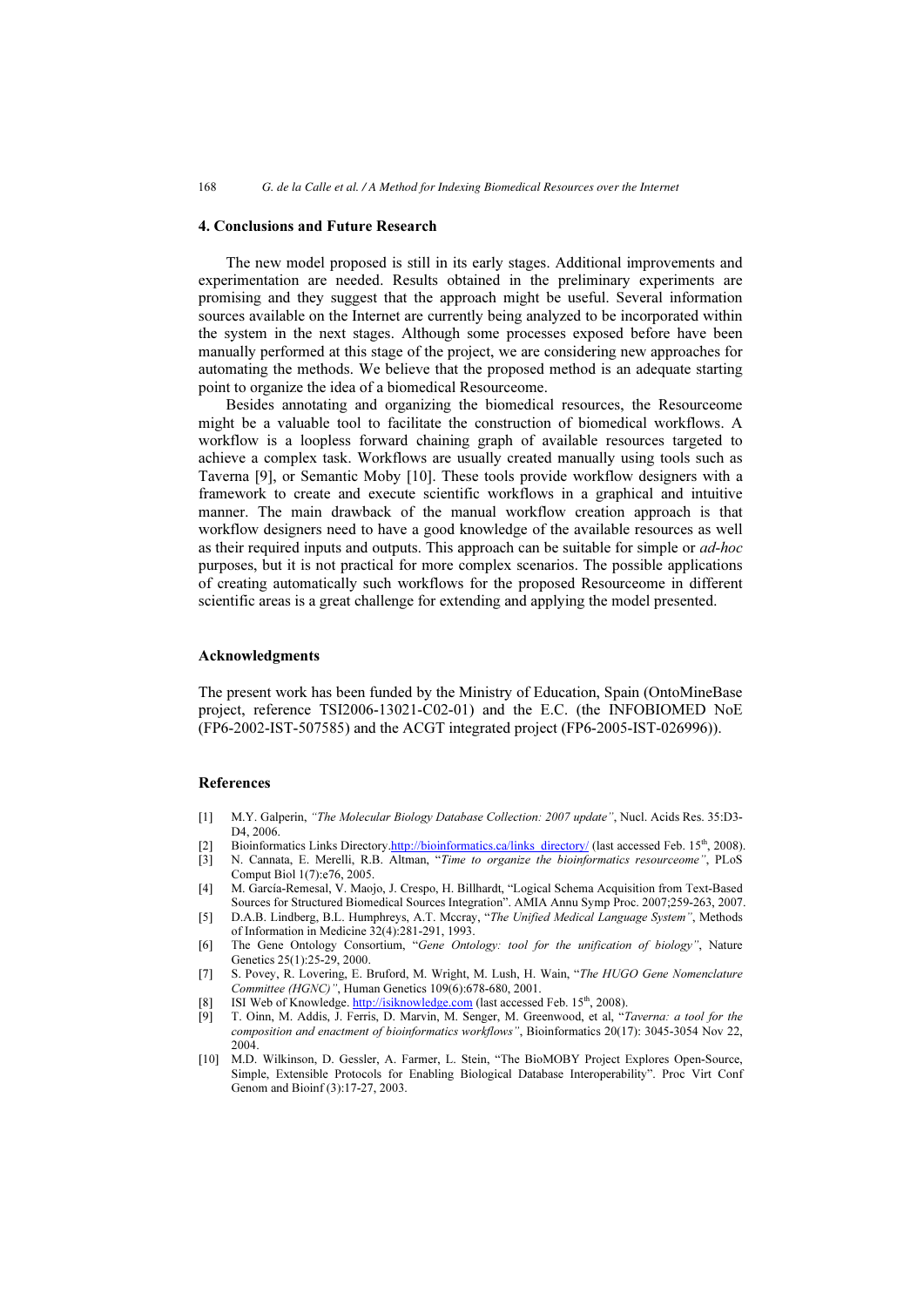## 4. Conclusions and Future Research

The new model proposed is still in its early stages. Additional improvements and experimentation are needed. Results obtained in the preliminary experiments are promising and they suggest that the approach might be useful. Several information sources available on the Internet are currently being analyzed to be incorporated within the system in the next stages. Although some processes exposed before have been manually performed at this stage of the project, we are considering new approaches for automating the methods. We believe that the proposed method is an adequate starting point to organize the idea of a biomedical Resourceome.

Besides annotating and organizing the biomedical resources, the Resourceome might be a valuable tool to facilitate the construction of biomedical workflows. A workflow is a loopless forward chaining graph of available resources targeted to achieve a complex task. Workflows are usually created manually using tools such as Taverna [9], or Semantic Moby [10]. These tools provide workflow designers with a framework to create and execute scientific workflows in a graphical and intuitive manner. The main drawback of the manual workflow creation approach is that workflow designers need to have a good knowledge of the available resources as well as their required inputs and outputs. This approach can be suitable for simple or *ad-hoc* purposes, but it is not practical for more complex scenarios. The possible applications of creating automatically such workflows for the proposed Resourceome in different scientific areas is a great challenge for extending and applying the model presented.

## Acknowledgments

The present work has been funded by the Ministry of Education, Spain (OntoMineBase project, reference TSI2006-13021-C02-01) and the E.C. (the INFOBIOMED NoE (FP6-2002-IST-507585) and the ACGT integrated project (FP6-2005-IST-026996)).

## References

[1] M.Y. Galperin, *"The Molecular Biology Database Collection: 2007 update"*, Nucl. Acids Res. 35:D3-D4, 2006.

[2] Bioinformatics Links Directory.http://bioinformatics.ca/links_directory/ (last accessed Feb. 15th, 2008).

[3] N. Cannata, E. Merelli, R.B. Altman, "*Time to organize the bioinformatics resourceome"*, PLoS Comput Biol 1(7):e76, 2005.

[4] M. García-Remesal, V. Maojo, J. Crespo, H. Billhardt, "Logical Schema Acquisition from Text-Based Sources for Structured Biomedical Sources Integration". AMIA Annu Symp Proc. 2007;259-263, 2007.

[5] D.A.B. Lindberg, B.L. Humphreys, A.T. Mccray, "*The Unified Medical Language System"*, Methods of Information in Medicine 32(4):281-291, 1993.

[6] The Gene Ontology Consortium, "*Gene Ontology: tool for the unification of biology"*, Nature Genetics 25(1):25-29, 2000.

[7] S. Povey, R. Lovering, E. Bruford, M. Wright, M. Lush, H. Wain, "*The HUGO Gene Nomenclature Committee (HGNC)"*, Human Genetics 109(6):678-680, 2001.

[8] ISI Web of Knowledge. http://isiknowledge.com (last accessed Feb. 15th, 2008).

[9] T. Oinn, M. Addis, J. Ferris, D. Marvin, M. Senger, M. Greenwood, et al, "*Taverna: a tool for the composition and enactment of bioinformatics workflows"*, Bioinformatics 20(17): 3045-3054 Nov 22, 2004.

[10] M.D. Wilkinson, D. Gessler, A. Farmer, L. Stein, "The BioMOBY Project Explores Open-Source, Simple, Extensible Protocols for Enabling Biological Database Interoperability". Proc Virt Conf Genom and Bioinf (3):17-27, 2003.